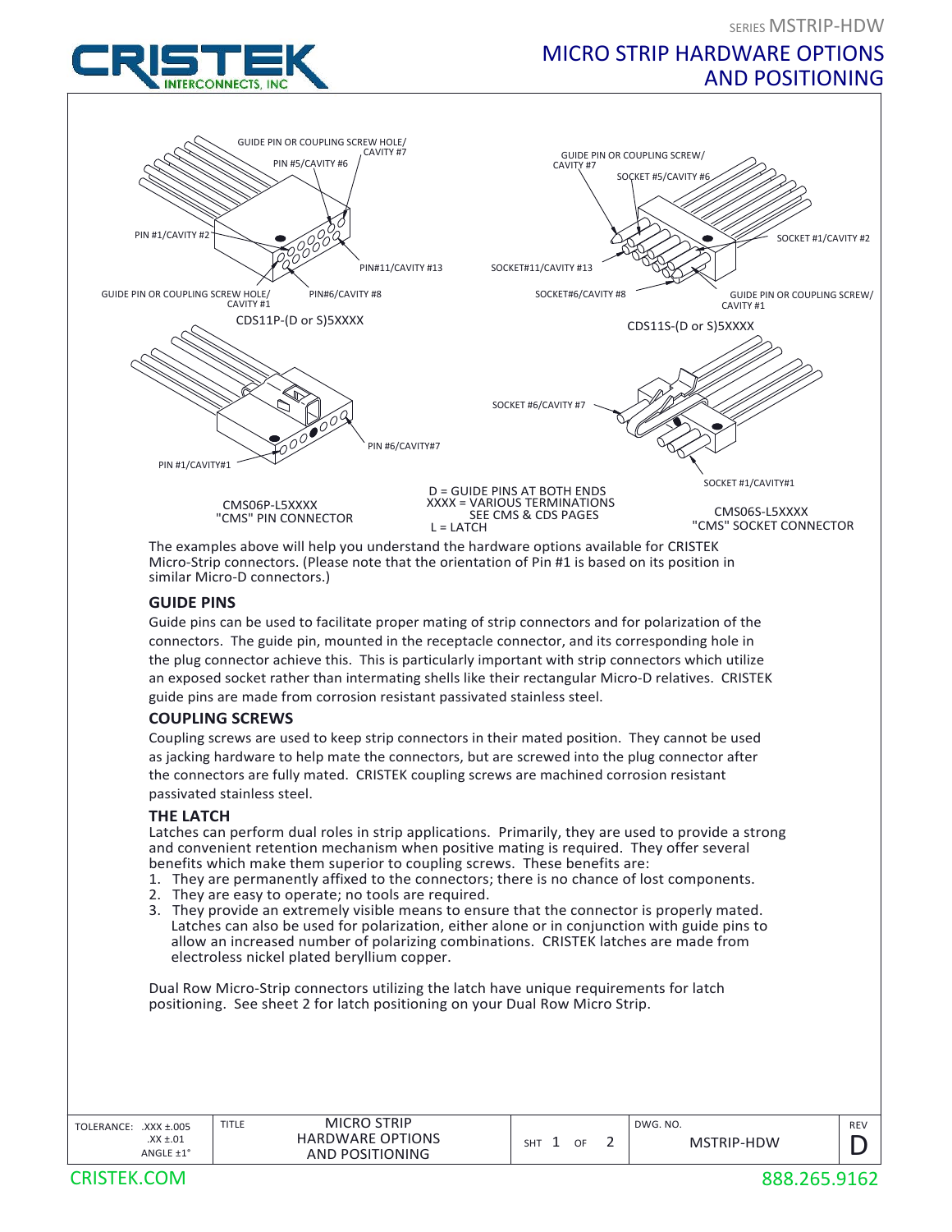SERIES MSTRIP-HDW

# MICRO STRIP HARDWARE OPTIONS AND POSITIONING

GUIDE PIN OR COUPLING SCREW HOLE/ CAVITY #7
PIN #5/CAVITY #6
PIN #1/CAVITY #2
PIN#11/CAVITY #13
GUIDE PIN OR COUPLING SCREW HOLE/ CAVITY #1
PIN#6/CAVITY #8

CDS11P-(D or S)5XXXX

GUIDE PIN OR COUPLING SCREW/ CAVITY #7
SOCKET #5/CAVITY #6
SOCKET #1/CAVITY #2
SOCKET#11/CAVITY #13
SOCKET#6/CAVITY #8
GUIDE PIN OR COUPLING SCREW/ CAVITY #1

CDS11S-(D or S)5XXXX

PIN #6/CAVITY#7
PIN #1/CAVITY#1

CMS06P-L5XXXX
"CMS" PIN CONNECTOR

D = GUIDE PINS AT BOTH ENDS
XXXX = VARIOUS TERMINATIONS SEE CMS & CDS PAGES
L = LATCH

SOCKET #6/CAVITY #7
SOCKET #1/CAVITY#1

CMS06S-L5XXXX
"CMS" SOCKET CONNECTOR

The examples above will help you understand the hardware options available for CRISTEK Micro-Strip connectors. (Please note that the orientation of Pin #1 is based on its position in similar Micro-D connectors.)

### GUIDE PINS

Guide pins can be used to facilitate proper mating of strip connectors and for polarization of the connectors. The guide pin, mounted in the receptacle connector, and its corresponding hole in the plug connector achieve this. This is particularly important with strip connectors which utilize an exposed socket rather than intermating shells like their rectangular Micro-D relatives. CRISTEK guide pins are made from corrosion resistant passivated stainless steel.

### COUPLING SCREWS

Coupling screws are used to keep strip connectors in their mated position. They cannot be used as jacking hardware to help mate the connectors, but are screwed into the plug connector after the connectors are fully mated. CRISTEK coupling screws are machined corrosion resistant passivated stainless steel.

### THE LATCH

Latches can perform dual roles in strip applications. Primarily, they are used to provide a strong and convenient retention mechanism when positive mating is required. They offer several benefits which make them superior to coupling screws. These benefits are:

1. They are permanently affixed to the connectors; there is no chance of lost components.
2. They are easy to operate; no tools are required.
3. They provide an extremely visible means to ensure that the connector is properly mated. Latches can also be used for polarization, either alone or in conjunction with guide pins to allow an increased number of polarizing combinations. CRISTEK latches are made from electroless nickel plated beryllium copper.

Dual Row Micro-Strip connectors utilizing the latch have unique requirements for latch positioning. See sheet 2 for latch positioning on your Dual Row Micro Strip.

| TOLERANCE: .XXX ±.005 .XX ±.01 ANGLE ±1° | TITLE MICRO STRIP HARDWARE OPTIONS AND POSITIONING | SHT 1 OF 2 | DWG. NO. MSTRIP-HDW | REV D |
|---|---|---|---|---|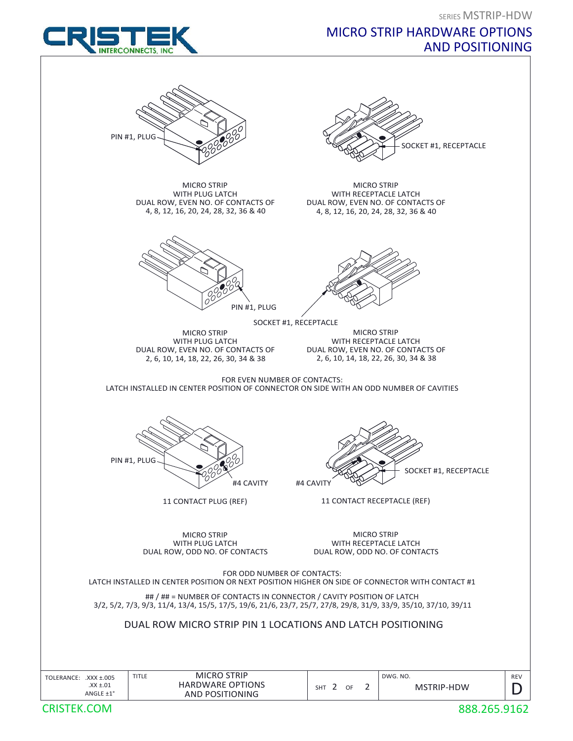# MICRO STRIP HARDWARE OPTIONS AND POSITIONING

SERIES MSTRIP-HDW

PIN #1, PLUG

SOCKET #1, RECEPTACLE

MICRO STRIP
WITH PLUG LATCH
DUAL ROW, EVEN NO. OF CONTACTS OF
4, 8, 12, 16, 20, 24, 28, 32, 36 & 40

MICRO STRIP
WITH RECEPTACLE LATCH
DUAL ROW, EVEN NO. OF CONTACTS OF
4, 8, 12, 16, 20, 24, 28, 32, 36 & 40

PIN #1, PLUG

SOCKET #1, RECEPTACLE

MICRO STRIP
WITH PLUG LATCH
DUAL ROW, EVEN NO. OF CONTACTS OF
2, 6, 10, 14, 18, 22, 26, 30, 34 & 38

MICRO STRIP
WITH RECEPTACLE LATCH
DUAL ROW, EVEN NO. OF CONTACTS OF
2, 6, 10, 14, 18, 22, 26, 30, 34 & 38

FOR EVEN NUMBER OF CONTACTS:
LATCH INSTALLED IN CENTER POSITION OF CONNECTOR ON SIDE WITH AN ODD NUMBER OF CAVITIES

PIN #1, PLUG

#4 CAVITY

#4 CAVITY

SOCKET #1, RECEPTACLE

11 CONTACT PLUG (REF)

11 CONTACT RECEPTACLE (REF)

MICRO STRIP
WITH PLUG LATCH
DUAL ROW, ODD NO. OF CONTACTS

MICRO STRIP
WITH RECEPTACLE LATCH
DUAL ROW, ODD NO. OF CONTACTS

FOR ODD NUMBER OF CONTACTS:
LATCH INSTALLED IN CENTER POSITION OR NEXT POSITION HIGHER ON SIDE OF CONNECTOR WITH CONTACT #1

## / ## = NUMBER OF CONTACTS IN CONNECTOR / CAVITY POSITION OF LATCH
3/2, 5/2, 7/3, 9/3, 11/4, 13/4, 15/5, 17/5, 19/6, 21/6, 23/7, 25/7, 27/8, 29/8, 31/9, 33/9, 35/10, 37/10, 39/11

## DUAL ROW MICRO STRIP PIN 1 LOCATIONS AND LATCH POSITIONING

| TOLERANCE: .XXX ±.005 .XX ±.01 ANGLE ±1° | TITLE: MICRO STRIP HARDWARE OPTIONS AND POSITIONING | SHT 2 OF 2 | DWG. NO. MSTRIP-HDW | REV D |
|---|---|---|---|---|

CRISTEK.COM    888.265.9162